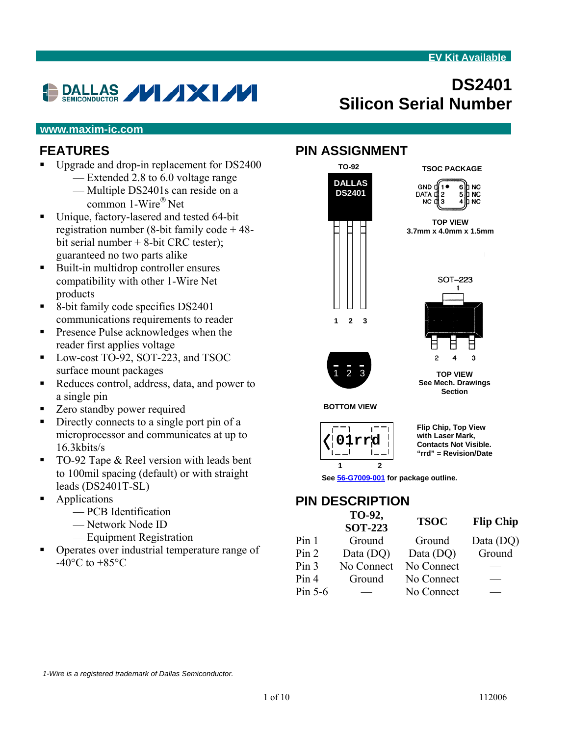EV Kit Available

# DS2401
# Silicon Serial Number

www.maxim-ic.com

## FEATURES

- Upgrade and drop-in replacement for DS2400
  - Extended 2.8 to 6.0 voltage range
  - Multiple DS2401s can reside on a common 1-Wire® Net
- Unique, factory-lasered and tested 64-bit registration number (8-bit family code + 48-bit serial number + 8-bit CRC tester); guaranteed no two parts alike
- Built-in multidrop controller ensures compatibility with other 1-Wire Net products
- 8-bit family code specifies DS2401 communications requirements to reader
- Presence Pulse acknowledges when the reader first applies voltage
- Low-cost TO-92, SOT-223, and TSOC surface mount packages
- Reduces control, address, data, and power to a single pin
- Zero standby power required
- Directly connects to a single port pin of a microprocessor and communicates at up to 16.3kbits/s
- TO-92 Tape & Reel version with leads bent to 100mil spacing (default) or with straight leads (DS2401T-SL)
- Applications
  - PCB Identification
  - Network Node ID
  - Equipment Registration
- Operates over industrial temperature range of -40°C to +85°C

## PIN ASSIGNMENT

TO-92: DALLAS DS2401, pins 1 2 3 — BOTTOM VIEW

TSOC PACKAGE: GND 1, DATA 2, NC 3, NC 6, NC 5, NC 4 — TOP VIEW 3.7mm x 4.0mm x 1.5mm

SOT–223: pins 1, 2, 4, 3 — TOP VIEW See Mech. Drawings Section

Flip Chip (01rrd), pins 1 2 — Flip Chip, Top View with Laser Mark, Contacts Not Visible. "rrd" = Revision/Date

See 56-G7009-001 for package outline.

## PIN DESCRIPTION

| | TO-92, SOT-223 | TSOC | Flip Chip |
|---|---|---|---|
| Pin 1 | Ground | Ground | Data (DQ) |
| Pin 2 | Data (DQ) | Data (DQ) | Ground |
| Pin 3 | No Connect | No Connect | — |
| Pin 4 | Ground | No Connect | — |
| Pin 5-6 | — | No Connect | — |

*1-Wire is a registered trademark of Dallas Semiconductor.*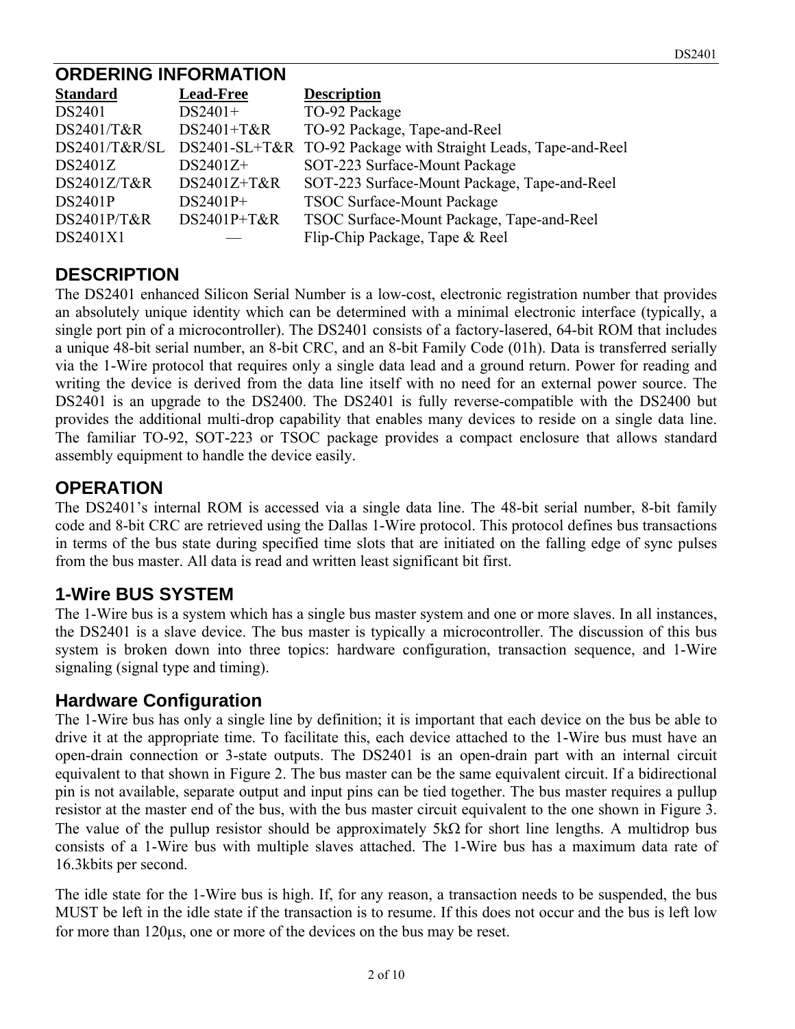## ORDERING INFORMATION

| Standard | Lead-Free | Description |
|---|---|---|
| DS2401 | DS2401+ | TO-92 Package |
| DS2401/T&R | DS2401+T&R | TO-92 Package, Tape-and-Reel |
| DS2401/T&R/SL | DS2401-SL+T&R | TO-92 Package with Straight Leads, Tape-and-Reel |
| DS2401Z | DS2401Z+ | SOT-223 Surface-Mount Package |
| DS2401Z/T&R | DS2401Z+T&R | SOT-223 Surface-Mount Package, Tape-and-Reel |
| DS2401P | DS2401P+ | TSOC Surface-Mount Package |
| DS2401P/T&R | DS2401P+T&R | TSOC Surface-Mount Package, Tape-and-Reel |
| DS2401X1 | — | Flip-Chip Package, Tape & Reel |

## DESCRIPTION

The DS2401 enhanced Silicon Serial Number is a low-cost, electronic registration number that provides an absolutely unique identity which can be determined with a minimal electronic interface (typically, a single port pin of a microcontroller). The DS2401 consists of a factory-lasered, 64-bit ROM that includes a unique 48-bit serial number, an 8-bit CRC, and an 8-bit Family Code (01h). Data is transferred serially via the 1-Wire protocol that requires only a single data lead and a ground return. Power for reading and writing the device is derived from the data line itself with no need for an external power source. The DS2401 is an upgrade to the DS2400. The DS2401 is fully reverse-compatible with the DS2400 but provides the additional multi-drop capability that enables many devices to reside on a single data line. The familiar TO-92, SOT-223 or TSOC package provides a compact enclosure that allows standard assembly equipment to handle the device easily.

## OPERATION

The DS2401's internal ROM is accessed via a single data line. The 48-bit serial number, 8-bit family code and 8-bit CRC are retrieved using the Dallas 1-Wire protocol. This protocol defines bus transactions in terms of the bus state during specified time slots that are initiated on the falling edge of sync pulses from the bus master. All data is read and written least significant bit first.

## 1-Wire BUS SYSTEM

The 1-Wire bus is a system which has a single bus master system and one or more slaves. In all instances, the DS2401 is a slave device. The bus master is typically a microcontroller. The discussion of this bus system is broken down into three topics: hardware configuration, transaction sequence, and 1-Wire signaling (signal type and timing).

### Hardware Configuration

The 1-Wire bus has only a single line by definition; it is important that each device on the bus be able to drive it at the appropriate time. To facilitate this, each device attached to the 1-Wire bus must have an open-drain connection or 3-state outputs. The DS2401 is an open-drain part with an internal circuit equivalent to that shown in Figure 2. The bus master can be the same equivalent circuit. If a bidirectional pin is not available, separate output and input pins can be tied together. The bus master requires a pullup resistor at the master end of the bus, with the bus master circuit equivalent to the one shown in Figure 3. The value of the pullup resistor should be approximately 5kΩ for short line lengths. A multidrop bus consists of a 1-Wire bus with multiple slaves attached. The 1-Wire bus has a maximum data rate of 16.3kbits per second.

The idle state for the 1-Wire bus is high. If, for any reason, a transaction needs to be suspended, the bus MUST be left in the idle state if the transaction is to resume. If this does not occur and the bus is left low for more than 120µs, one or more of the devices on the bus may be reset.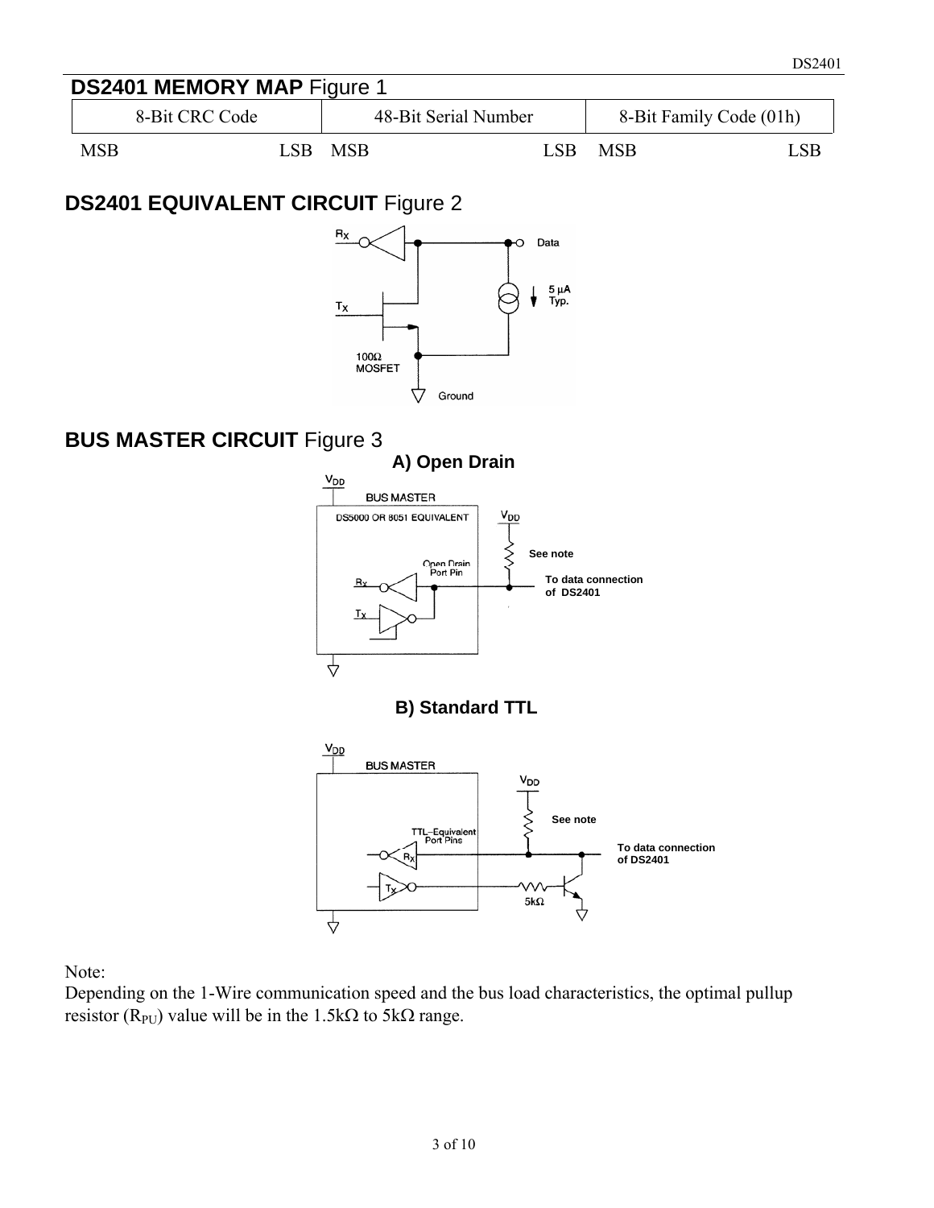## DS2401 MEMORY MAP Figure 1

| 8-Bit CRC Code | | 48-Bit Serial Number | | 8-Bit Family Code (01h) | |
|---|---|---|---|---|---|
| MSB | LSB | MSB | LSB | MSB | LSB |

## DS2401 EQUIVALENT CIRCUIT Figure 2

## BUS MASTER CIRCUIT Figure 3

**A) Open Drain**

**B) Standard TTL**

Note:
Depending on the 1-Wire communication speed and the bus load characteristics, the optimal pullup resistor ($R_{PU}$) value will be in the 1.5kΩ to 5kΩ range.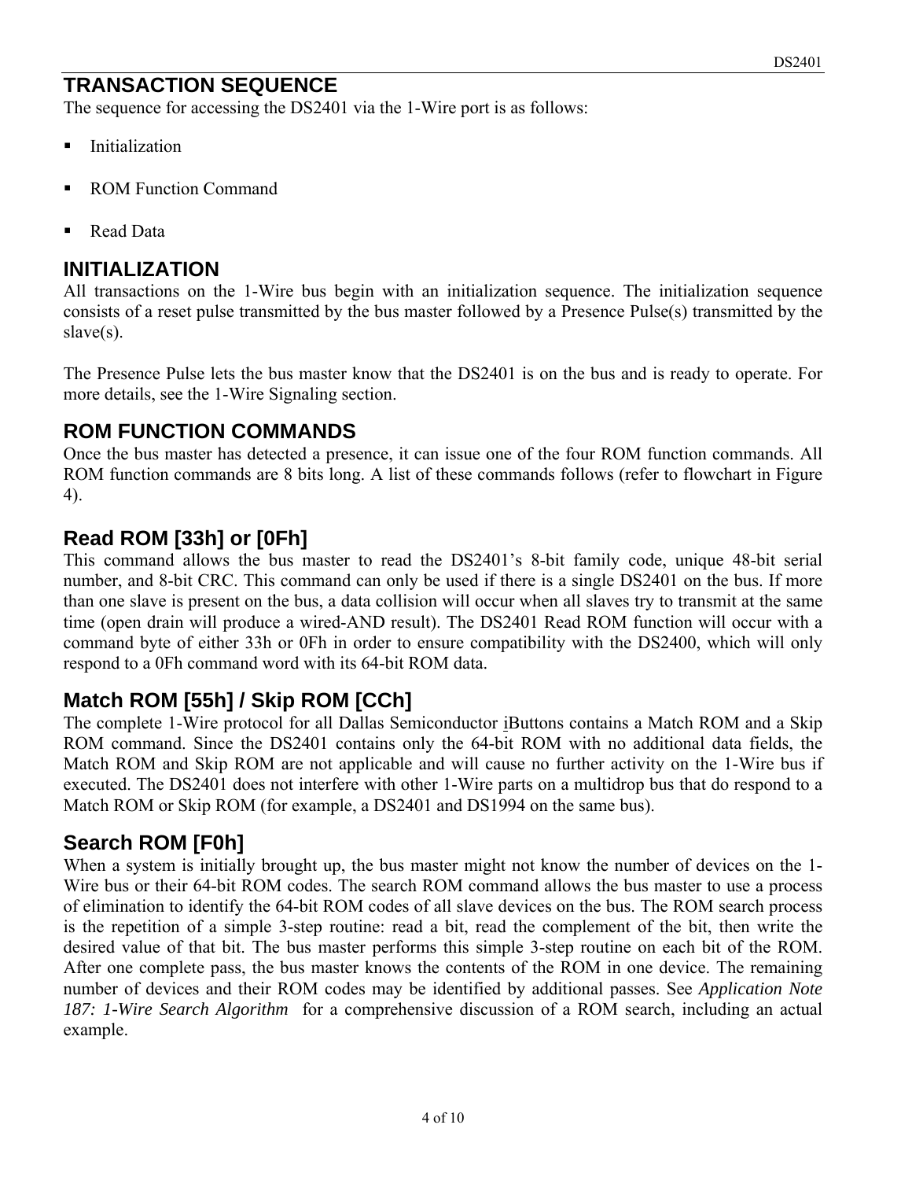## TRANSACTION SEQUENCE

The sequence for accessing the DS2401 via the 1-Wire port is as follows:

- Initialization
- ROM Function Command
- Read Data

## INITIALIZATION

All transactions on the 1-Wire bus begin with an initialization sequence. The initialization sequence consists of a reset pulse transmitted by the bus master followed by a Presence Pulse(s) transmitted by the slave(s).

The Presence Pulse lets the bus master know that the DS2401 is on the bus and is ready to operate. For more details, see the 1-Wire Signaling section.

## ROM FUNCTION COMMANDS

Once the bus master has detected a presence, it can issue one of the four ROM function commands. All ROM function commands are 8 bits long. A list of these commands follows (refer to flowchart in Figure 4).

### Read ROM [33h] or [0Fh]

This command allows the bus master to read the DS2401's 8-bit family code, unique 48-bit serial number, and 8-bit CRC. This command can only be used if there is a single DS2401 on the bus. If more than one slave is present on the bus, a data collision will occur when all slaves try to transmit at the same time (open drain will produce a wired-AND result). The DS2401 Read ROM function will occur with a command byte of either 33h or 0Fh in order to ensure compatibility with the DS2400, which will only respond to a 0Fh command word with its 64-bit ROM data.

### Match ROM [55h] / Skip ROM [CCh]

The complete 1-Wire protocol for all Dallas Semiconductor iButtons contains a Match ROM and a Skip ROM command. Since the DS2401 contains only the 64-bit ROM with no additional data fields, the Match ROM and Skip ROM are not applicable and will cause no further activity on the 1-Wire bus if executed. The DS2401 does not interfere with other 1-Wire parts on a multidrop bus that do respond to a Match ROM or Skip ROM (for example, a DS2401 and DS1994 on the same bus).

### Search ROM [F0h]

When a system is initially brought up, the bus master might not know the number of devices on the 1-Wire bus or their 64-bit ROM codes. The search ROM command allows the bus master to use a process of elimination to identify the 64-bit ROM codes of all slave devices on the bus. The ROM search process is the repetition of a simple 3-step routine: read a bit, read the complement of the bit, then write the desired value of that bit. The bus master performs this simple 3-step routine on each bit of the ROM. After one complete pass, the bus master knows the contents of the ROM in one device. The remaining number of devices and their ROM codes may be identified by additional passes. See *Application Note 187: 1-Wire Search Algorithm* for a comprehensive discussion of a ROM search, including an actual example.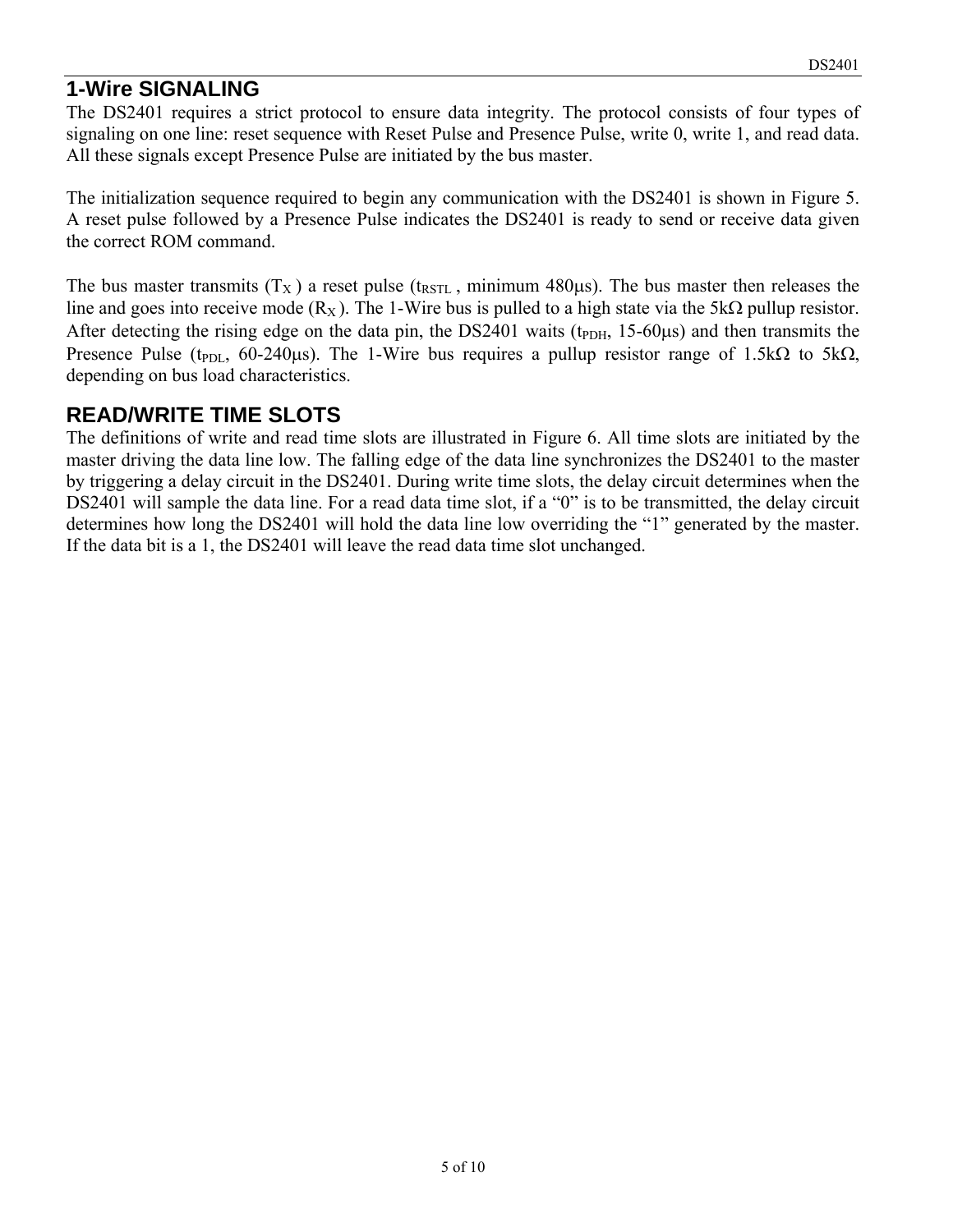## 1-Wire SIGNALING

The DS2401 requires a strict protocol to ensure data integrity. The protocol consists of four types of signaling on one line: reset sequence with Reset Pulse and Presence Pulse, write 0, write 1, and read data. All these signals except Presence Pulse are initiated by the bus master.

The initialization sequence required to begin any communication with the DS2401 is shown in Figure 5. A reset pulse followed by a Presence Pulse indicates the DS2401 is ready to send or receive data given the correct ROM command.

The bus master transmits ($T_X$) a reset pulse ($t_{RSTL}$, minimum 480µs). The bus master then releases the line and goes into receive mode ($R_X$). The 1-Wire bus is pulled to a high state via the 5kΩ pullup resistor. After detecting the rising edge on the data pin, the DS2401 waits ($t_{PDH}$, 15-60µs) and then transmits the Presence Pulse ($t_{PDL}$, 60-240µs). The 1-Wire bus requires a pullup resistor range of 1.5kΩ to 5kΩ, depending on bus load characteristics.

## READ/WRITE TIME SLOTS

The definitions of write and read time slots are illustrated in Figure 6. All time slots are initiated by the master driving the data line low. The falling edge of the data line synchronizes the DS2401 to the master by triggering a delay circuit in the DS2401. During write time slots, the delay circuit determines when the DS2401 will sample the data line. For a read data time slot, if a "0" is to be transmitted, the delay circuit determines how long the DS2401 will hold the data line low overriding the "1" generated by the master. If the data bit is a 1, the DS2401 will leave the read data time slot unchanged.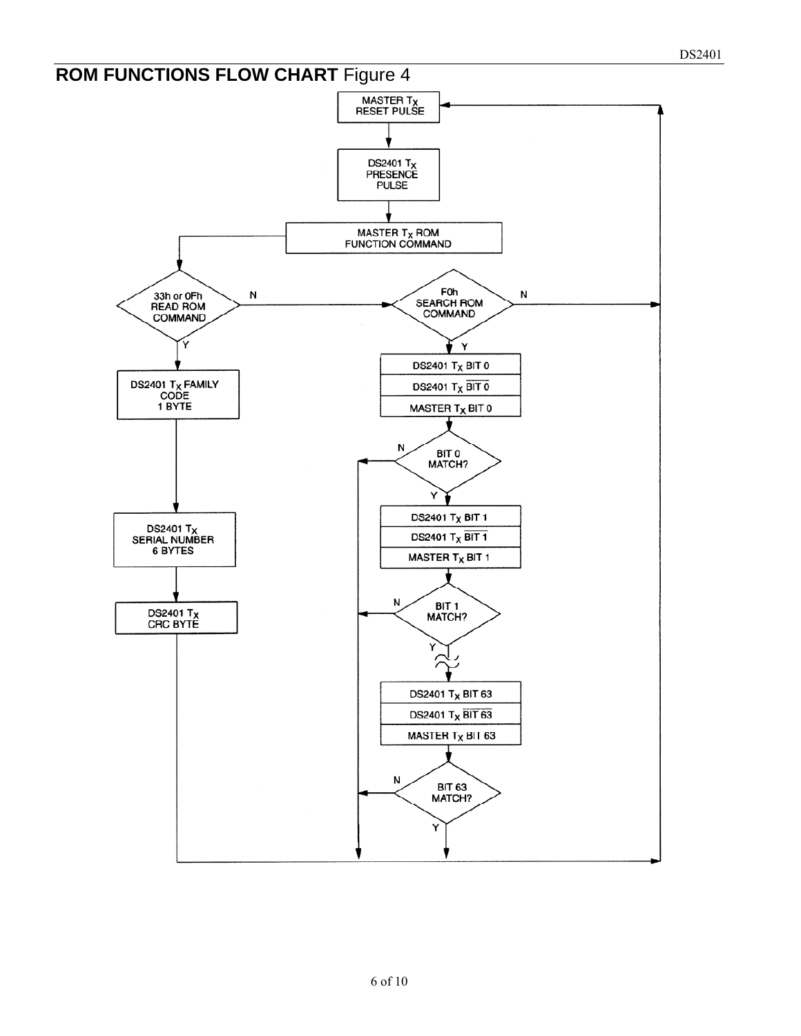## **ROM FUNCTIONS FLOW CHART** Figure 4

MASTER $T_X$ RESET PULSE

DS2401 $T_X$ PRESENCE PULSE

MASTER $T_X$ ROM FUNCTION COMMAND

33h or 0Fh READ ROM COMMAND — N → F0h SEARCH ROM COMMAND

Y:

- DS2401 $T_X$ FAMILY CODE 1 BYTE
- DS2401 $T_X$ SERIAL NUMBER 6 BYTES
- DS2401 $T_X$ CRC BYTE

F0h SEARCH ROM COMMAND — N → (return to MASTER $T_X$ RESET PULSE)

Y:

- DS2401 $T_X$ BIT 0
- DS2401 $T_X$ $\overline{\text{BIT 0}}$
- MASTER $T_X$ BIT 0

BIT 0 MATCH? — N / Y

- DS2401 $T_X$ BIT 1
- DS2401 $T_X$ $\overline{\text{BIT 1}}$
- MASTER $T_X$ BIT 1

BIT 1 MATCH? — N / Y

- DS2401 $T_X$ BIT 63
- DS2401 $T_X$ $\overline{\text{BIT 63}}$
- MASTER $T_X$ BIT 63

BIT 63 MATCH? — N / Y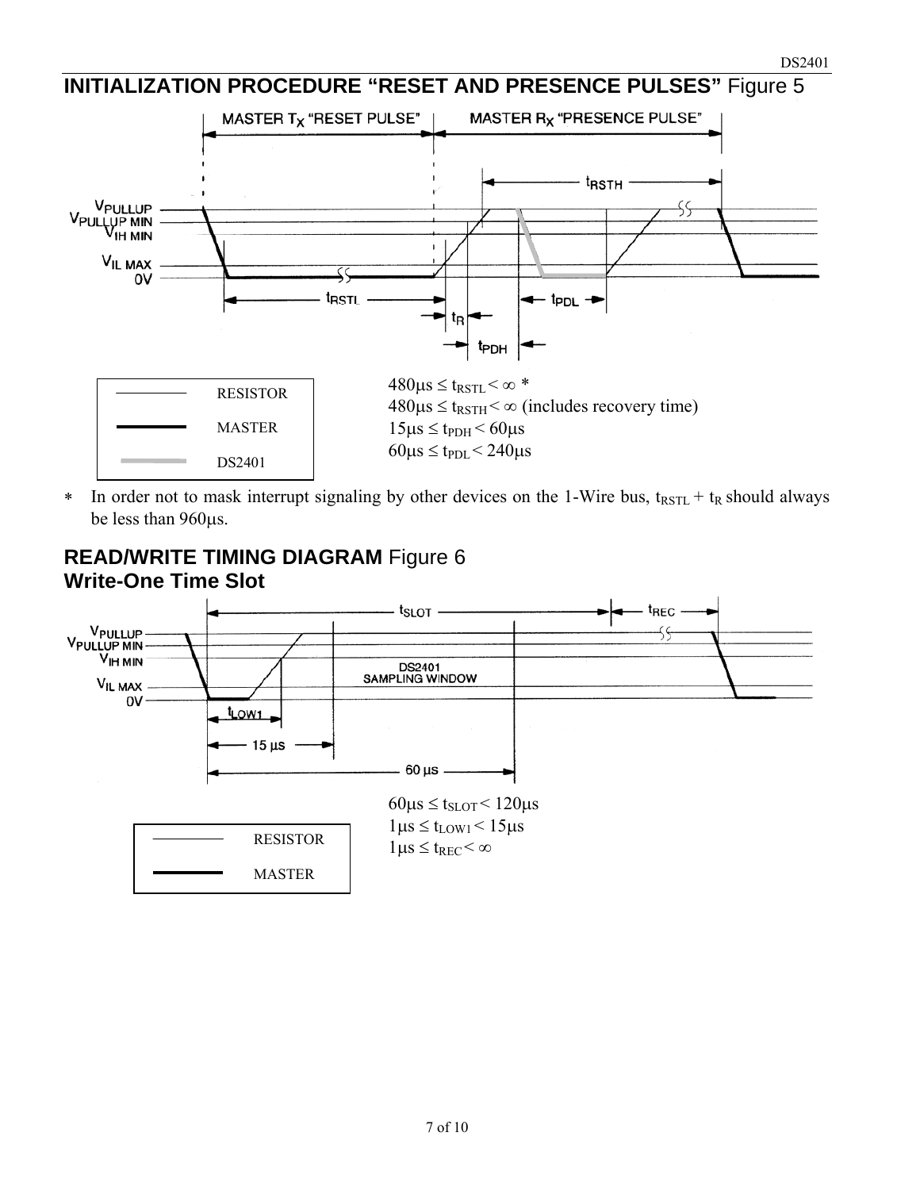## INITIALIZATION PROCEDURE "RESET AND PRESENCE PULSES" Figure 5

MASTER $T_X$ "RESET PULSE" MASTER $R_X$ "PRESENCE PULSE"

| | |
|---|---|
| ——— | RESISTOR |
| ━━━ | MASTER |
| ▬▬▬ (gray) | DS2401 |

$480\mu s \leq t_{RSTL} < \infty$ *

$480\mu s \leq t_{RSTH} < \infty$ (includes recovery time)

$15\mu s \leq t_{PDH} < 60\mu s$

$60\mu s \leq t_{PDL} < 240\mu s$

* In order not to mask interrupt signaling by other devices on the 1-Wire bus, $t_{RSTL} + t_R$ should always be less than 960µs.

## READ/WRITE TIMING DIAGRAM Figure 6

### Write-One Time Slot

| | |
|---|---|
| ——— | RESISTOR |
| ━━━ | MASTER |

$60\mu s \leq t_{SLOT} < 120\mu s$

$1\mu s \leq t_{LOW1} < 15\mu s$

$1\mu s \leq t_{REC} < \infty$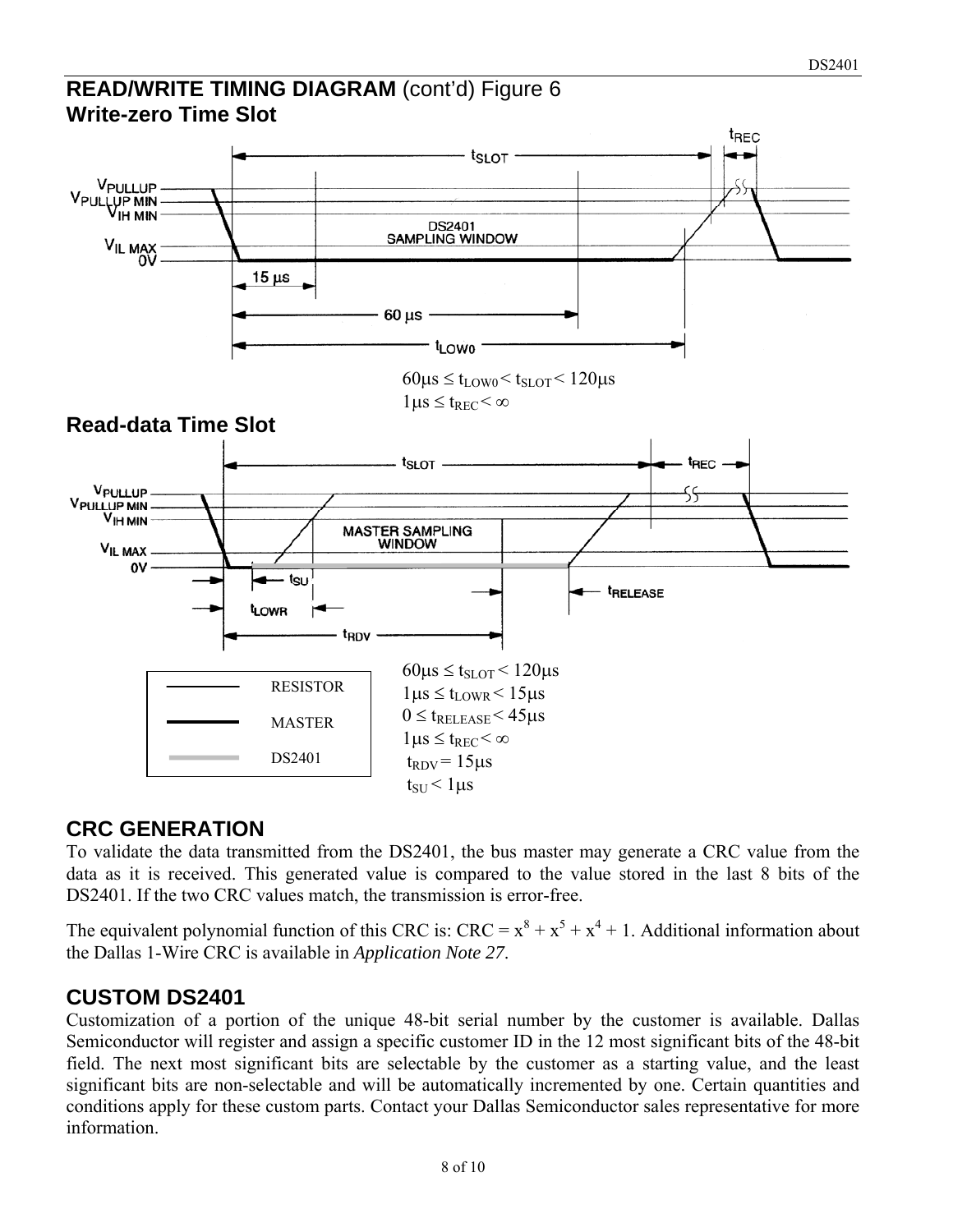## READ/WRITE TIMING DIAGRAM (cont'd) Figure 6

### Write-zero Time Slot

$60\mu s \leq t_{LOW0} < t_{SLOT} < 120\mu s$

$1\mu s \leq t_{REC} < \infty$

### Read-data Time Slot

| | |
|---|---|
| RESISTOR | |
| MASTER | |
| DS2401 | |

$60\mu s \leq t_{SLOT} < 120\mu s$

$1\mu s \leq t_{LOWR} < 15\mu s$

$0 \leq t_{RELEASE} < 45\mu s$

$1\mu s \leq t_{REC} < \infty$

$t_{RDV} = 15\mu s$

$t_{SU} < 1\mu s$

## CRC GENERATION

To validate the data transmitted from the DS2401, the bus master may generate a CRC value from the data as it is received. This generated value is compared to the value stored in the last 8 bits of the DS2401. If the two CRC values match, the transmission is error-free.

The equivalent polynomial function of this CRC is: CRC = $x^8 + x^5 + x^4 + 1$. Additional information about the Dallas 1-Wire CRC is available in *Application Note 27*.

## CUSTOM DS2401

Customization of a portion of the unique 48-bit serial number by the customer is available. Dallas Semiconductor will register and assign a specific customer ID in the 12 most significant bits of the 48-bit field. The next most significant bits are selectable by the customer as a starting value, and the least significant bits are non-selectable and will be automatically incremented by one. Certain quantities and conditions apply for these custom parts. Contact your Dallas Semiconductor sales representative for more information.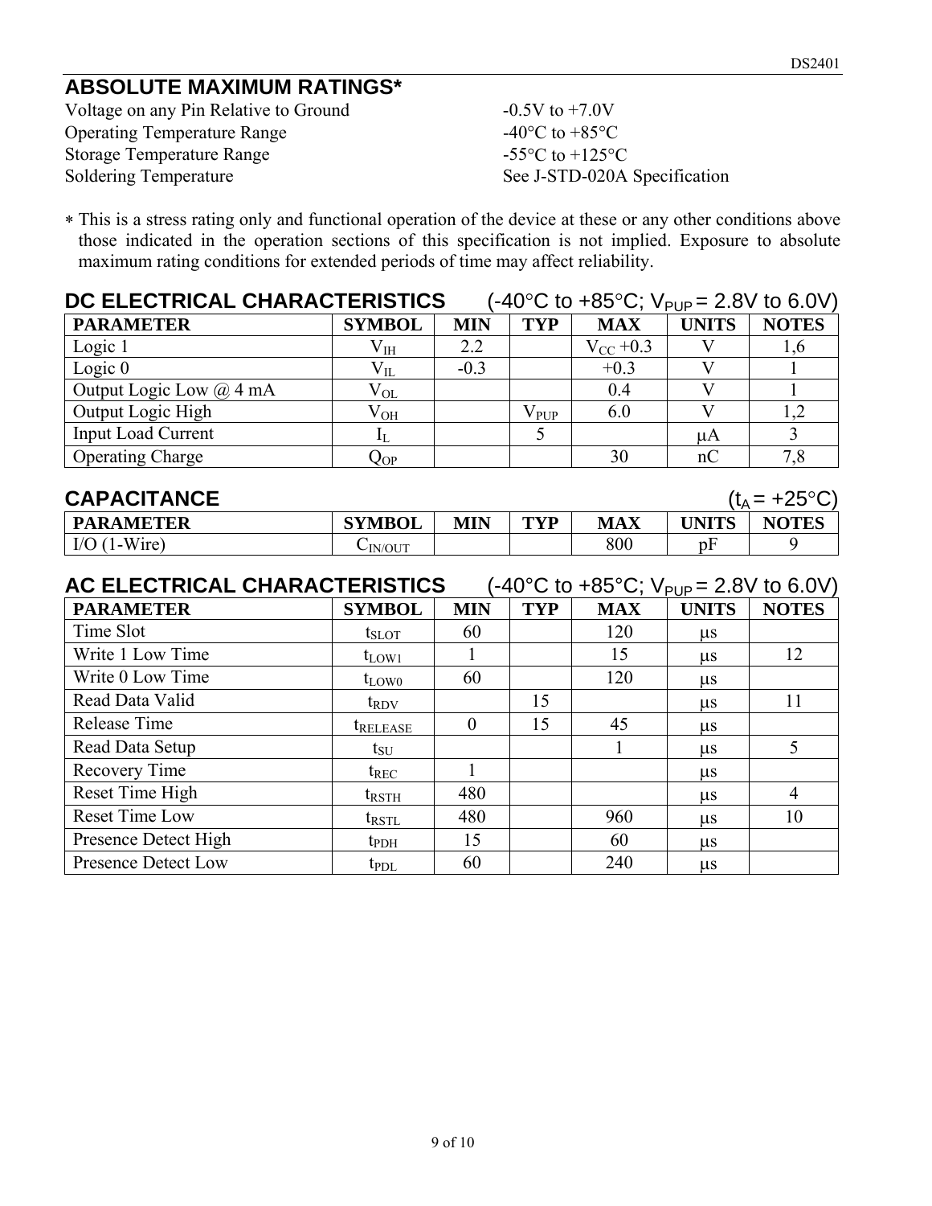## ABSOLUTE MAXIMUM RATINGS*

| | |
|---|---|
| Voltage on any Pin Relative to Ground | -0.5V to +7.0V |
| Operating Temperature Range | -40°C to +85°C |
| Storage Temperature Range | -55°C to +125°C |
| Soldering Temperature | See J-STD-020A Specification |

* This is a stress rating only and functional operation of the device at these or any other conditions above those indicated in the operation sections of this specification is not implied. Exposure to absolute maximum rating conditions for extended periods of time may affect reliability.

## DC ELECTRICAL CHARACTERISTICS (-40°C to +85°C; $V_{PUP}$ = 2.8V to 6.0V)

| PARAMETER | SYMBOL | MIN | TYP | MAX | UNITS | NOTES |
|---|---|---|---|---|---|---|
| Logic 1 | $V_{IH}$ | 2.2 | | $V_{CC}$ +0.3 | V | 1,6 |
| Logic 0 | $V_{IL}$ | -0.3 | | +0.3 | V | 1 |
| Output Logic Low @ 4 mA | $V_{OL}$ | | | 0.4 | V | 1 |
| Output Logic High | $V_{OH}$ | | $V_{PUP}$ | 6.0 | V | 1,2 |
| Input Load Current | $I_L$ | | 5 | | µA | 3 |
| Operating Charge | $Q_{OP}$ | | | 30 | nC | 7,8 |

## CAPACITANCE ($t_A$ = +25°C)

| PARAMETER | SYMBOL | MIN | TYP | MAX | UNITS | NOTES |
|---|---|---|---|---|---|---|
| I/O (1-Wire) | $C_{IN/OUT}$ | | | 800 | pF | 9 |

## AC ELECTRICAL CHARACTERISTICS (-40°C to +85°C; $V_{PUP}$ = 2.8V to 6.0V)

| PARAMETER | SYMBOL | MIN | TYP | MAX | UNITS | NOTES |
|---|---|---|---|---|---|---|
| Time Slot | $t_{SLOT}$ | 60 | | 120 | µs | |
| Write 1 Low Time | $t_{LOW1}$ | 1 | | 15 | µs | 12 |
| Write 0 Low Time | $t_{LOW0}$ | 60 | | 120 | µs | |
| Read Data Valid | $t_{RDV}$ | | 15 | | µs | 11 |
| Release Time | $t_{RELEASE}$ | 0 | 15 | 45 | µs | |
| Read Data Setup | $t_{SU}$ | | | 1 | µs | 5 |
| Recovery Time | $t_{REC}$ | 1 | | | µs | |
| Reset Time High | $t_{RSTH}$ | 480 | | | µs | 4 |
| Reset Time Low | $t_{RSTL}$ | 480 | | 960 | µs | 10 |
| Presence Detect High | $t_{PDH}$ | 15 | | 60 | µs | |
| Presence Detect Low | $t_{PDL}$ | 60 | | 240 | µs | |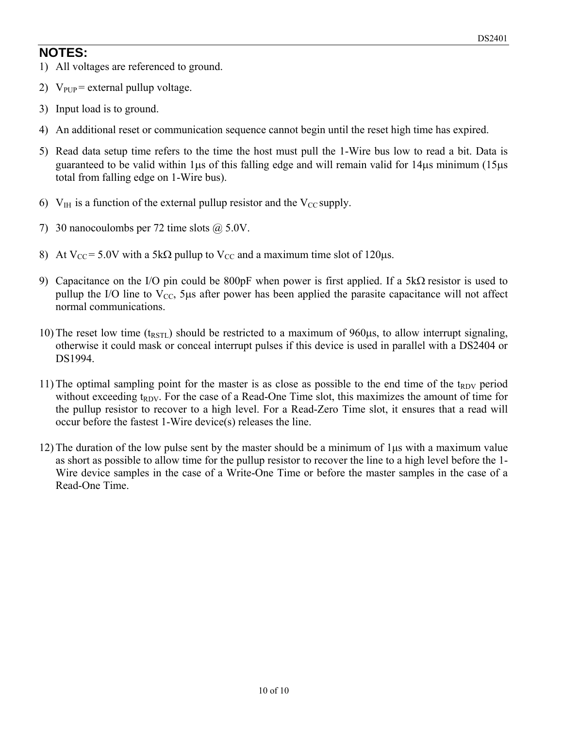## NOTES:

1) All voltages are referenced to ground.
2) $V_{PUP}$ = external pullup voltage.
3) Input load is to ground.
4) An additional reset or communication sequence cannot begin until the reset high time has expired.
5) Read data setup time refers to the time the host must pull the 1-Wire bus low to read a bit. Data is guaranteed to be valid within 1µs of this falling edge and will remain valid for 14µs minimum (15µs total from falling edge on 1-Wire bus).
6) $V_{IH}$ is a function of the external pullup resistor and the $V_{CC}$ supply.
7) 30 nanocoulombs per 72 time slots @ 5.0V.
8) At $V_{CC}$ = 5.0V with a 5kΩ pullup to $V_{CC}$ and a maximum time slot of 120µs.
9) Capacitance on the I/O pin could be 800pF when power is first applied. If a 5kΩ resistor is used to pullup the I/O line to $V_{CC}$, 5µs after power has been applied the parasite capacitance will not affect normal communications.
10) The reset low time ($t_{RSTL}$) should be restricted to a maximum of 960µs, to allow interrupt signaling, otherwise it could mask or conceal interrupt pulses if this device is used in parallel with a DS2404 or DS1994.
11) The optimal sampling point for the master is as close as possible to the end time of the $t_{RDV}$ period without exceeding $t_{RDV}$. For the case of a Read-One Time slot, this maximizes the amount of time for the pullup resistor to recover to a high level. For a Read-Zero Time slot, it ensures that a read will occur before the fastest 1-Wire device(s) releases the line.
12) The duration of the low pulse sent by the master should be a minimum of 1µs with a maximum value as short as possible to allow time for the pullup resistor to recover the line to a high level before the 1-Wire device samples in the case of a Write-One Time or before the master samples in the case of a Read-One Time.